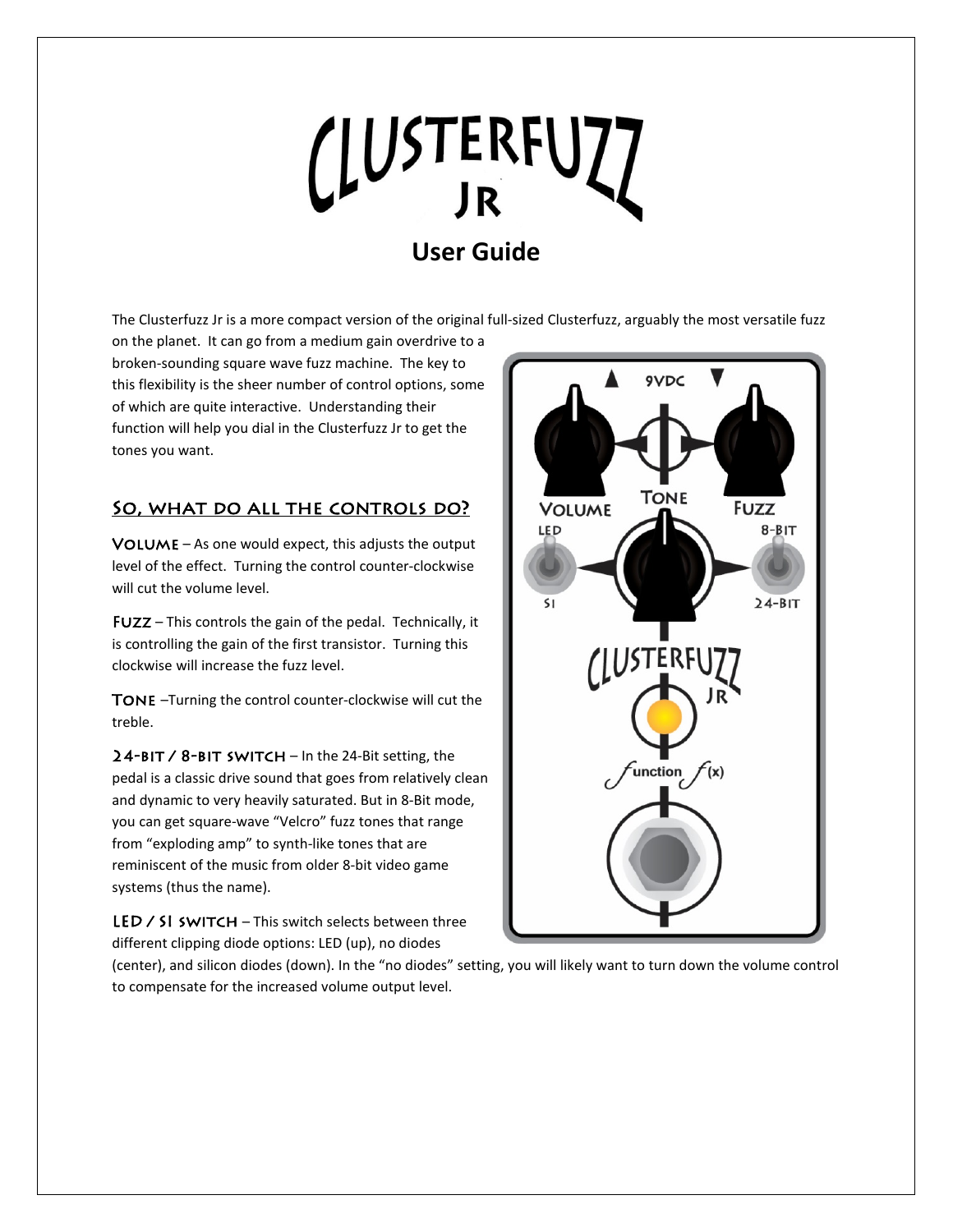# Clusterfuzz Jr

## User Guide

The Clusterfuzz Jr is a more compact version of the original full-sized Clusterfuzz, arguably the most versatile fuzz on the planet. It can go from a medium gain overdrive to a broken-sounding square wave fuzz machine. The key to this flexibility is the sheer number of control options, some of which are quite interactive. Understanding their function will help you dial in the Clusterfuzz Jr to get the tones you want.

### So, what do all the controls do?

**Volume** – As one would expect, this adjusts the output level of the effect. Turning the control counter-clockwise will cut the volume level.

**Fuzz** – This controls the gain of the pedal. Technically, it is controlling the gain of the first transistor. Turning this clockwise will increase the fuzz level.

**Tone** –Turning the control counter-clockwise will cut the treble.

**24-bit / 8-bit switch** – In the 24-Bit setting, the pedal is a classic drive sound that goes from relatively clean and dynamic to very heavily saturated. But in 8-Bit mode, you can get square-wave "Velcro" fuzz tones that range from "exploding amp" to synth-like tones that are reminiscent of the music from older 8-bit video game systems (thus the name).

**LED / SI switch** – This switch selects between three different clipping diode options: LED (up), no diodes (center), and silicon diodes (down). In the "no diodes" setting, you will likely want to turn down the volume control to compensate for the increased volume output level.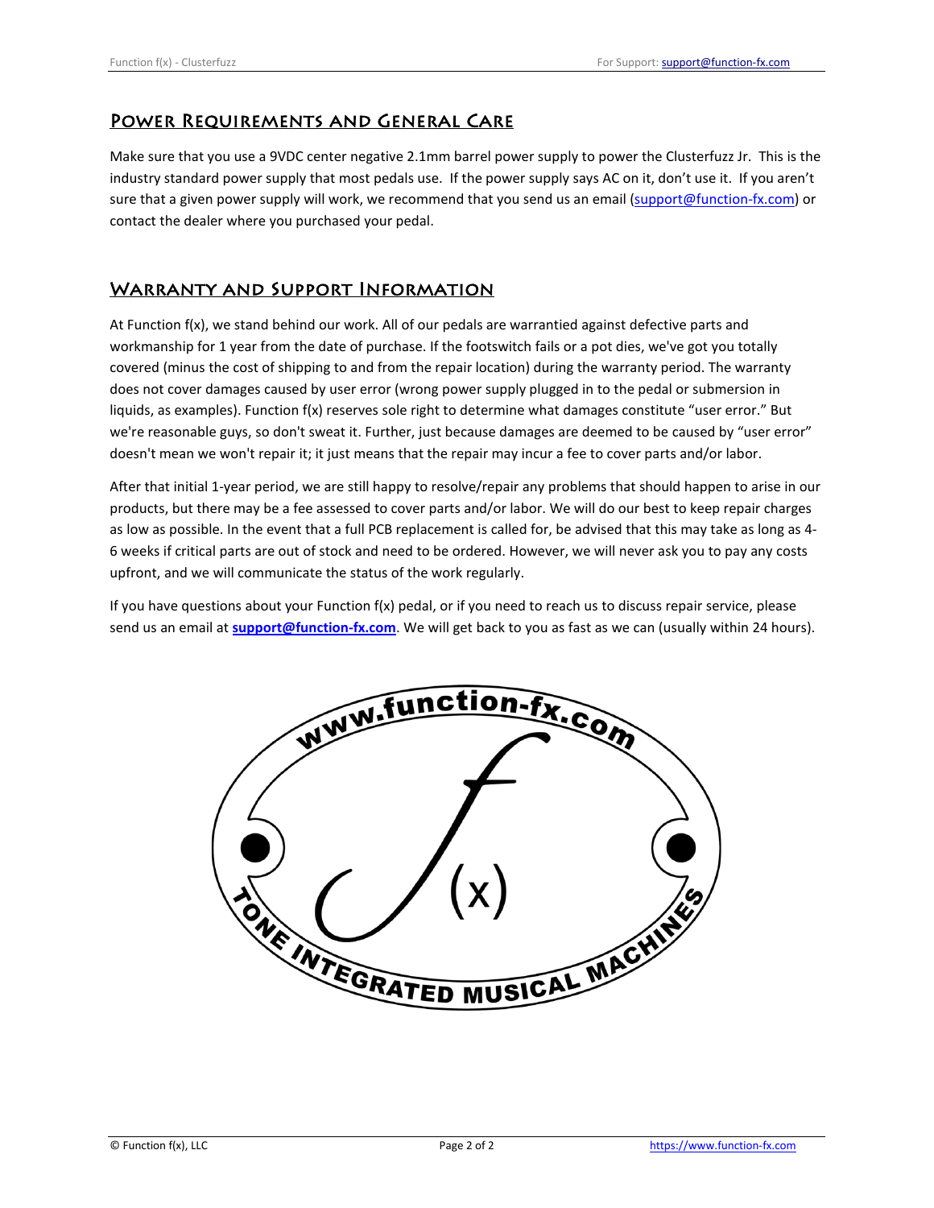## Power Requirements and General Care

Make sure that you use a 9VDC center negative 2.1mm barrel power supply to power the Clusterfuzz Jr. This is the industry standard power supply that most pedals use. If the power supply says AC on it, don't use it. If you aren't sure that a given power supply will work, we recommend that you send us an email (support@function-fx.com) or contact the dealer where you purchased your pedal.

## Warranty and Support Information

At Function f(x), we stand behind our work. All of our pedals are warrantied against defective parts and workmanship for 1 year from the date of purchase. If the footswitch fails or a pot dies, we've got you totally covered (minus the cost of shipping to and from the repair location) during the warranty period. The warranty does not cover damages caused by user error (wrong power supply plugged in to the pedal or submersion in liquids, as examples). Function f(x) reserves sole right to determine what damages constitute "user error." But we're reasonable guys, so don't sweat it. Further, just because damages are deemed to be caused by "user error" doesn't mean we won't repair it; it just means that the repair may incur a fee to cover parts and/or labor.

After that initial 1-year period, we are still happy to resolve/repair any problems that should happen to arise in our products, but there may be a fee assessed to cover parts and/or labor. We will do our best to keep repair charges as low as possible. In the event that a full PCB replacement is called for, be advised that this may take as long as 4-6 weeks if critical parts are out of stock and need to be ordered. However, we will never ask you to pay any costs upfront, and we will communicate the status of the work regularly.

If you have questions about your Function f(x) pedal, or if you need to reach us to discuss repair service, please send us an email at **support@function-fx.com**. We will get back to you as fast as we can (usually within 24 hours).

www.function-fx.com

f(x)

TONE INTEGRATED MUSICAL MACHINES

© Function f(x), LLC

https://www.function-fx.com